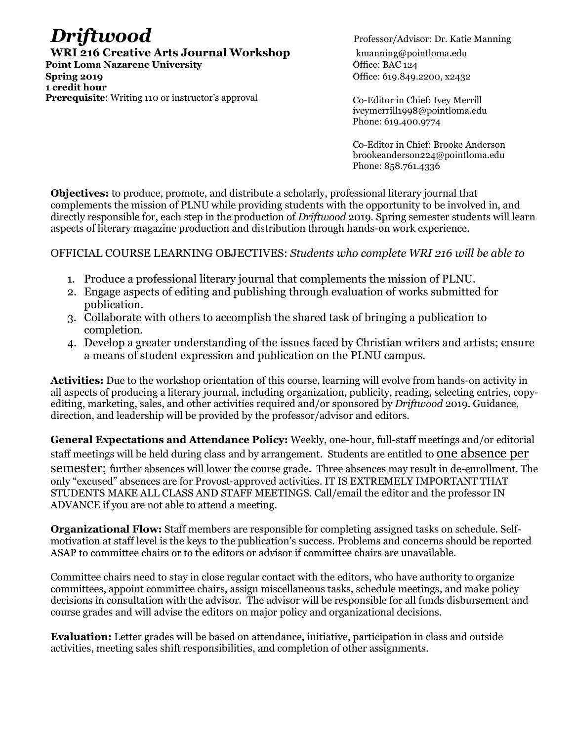# *Driftwood*

**WRI 216 Creative Arts Journal Workshop**
**Point Loma Nazarene University**
**Spring 2019**
**1 credit hour**
**Prerequisite**: Writing 110 or instructor's approval

Professor/Advisor: Dr. Katie Manning
kmanning@pointloma.edu
Office: BAC 124
Office: 619.849.2200, x2432

Co-Editor in Chief: Ivey Merrill
iveymerrill1998@pointloma.edu
Phone: 619.400.9774

Co-Editor in Chief: Brooke Anderson
brookeanderson224@pointloma.edu
Phone: 858.761.4336

**Objectives:** to produce, promote, and distribute a scholarly, professional literary journal that complements the mission of PLNU while providing students with the opportunity to be involved in, and directly responsible for, each step in the production of *Driftwood* 2019. Spring semester students will learn aspects of literary magazine production and distribution through hands-on work experience.

OFFICIAL COURSE LEARNING OBJECTIVES: *Students who complete WRI 216 will be able to*

1. Produce a professional literary journal that complements the mission of PLNU.
2. Engage aspects of editing and publishing through evaluation of works submitted for publication.
3. Collaborate with others to accomplish the shared task of bringing a publication to completion.
4. Develop a greater understanding of the issues faced by Christian writers and artists; ensure a means of student expression and publication on the PLNU campus.

**Activities:** Due to the workshop orientation of this course, learning will evolve from hands-on activity in all aspects of producing a literary journal, including organization, publicity, reading, selecting entries, copy-editing, marketing, sales, and other activities required and/or sponsored by *Driftwood* 2019. Guidance, direction, and leadership will be provided by the professor/advisor and editors.

**General Expectations and Attendance Policy:** Weekly, one-hour, full-staff meetings and/or editorial staff meetings will be held during class and by arrangement. Students are entitled to <u>one absence per semester;</u> further absences will lower the course grade. Three absences may result in de-enrollment. The only "excused" absences are for Provost-approved activities. IT IS EXTREMELY IMPORTANT THAT STUDENTS MAKE ALL CLASS AND STAFF MEETINGS. Call/email the editor and the professor IN ADVANCE if you are not able to attend a meeting.

**Organizational Flow:** Staff members are responsible for completing assigned tasks on schedule. Self-motivation at staff level is the keys to the publication's success. Problems and concerns should be reported ASAP to committee chairs or to the editors or advisor if committee chairs are unavailable.

Committee chairs need to stay in close regular contact with the editors, who have authority to organize committees, appoint committee chairs, assign miscellaneous tasks, schedule meetings, and make policy decisions in consultation with the advisor. The advisor will be responsible for all funds disbursement and course grades and will advise the editors on major policy and organizational decisions.

**Evaluation:** Letter grades will be based on attendance, initiative, participation in class and outside activities, meeting sales shift responsibilities, and completion of other assignments.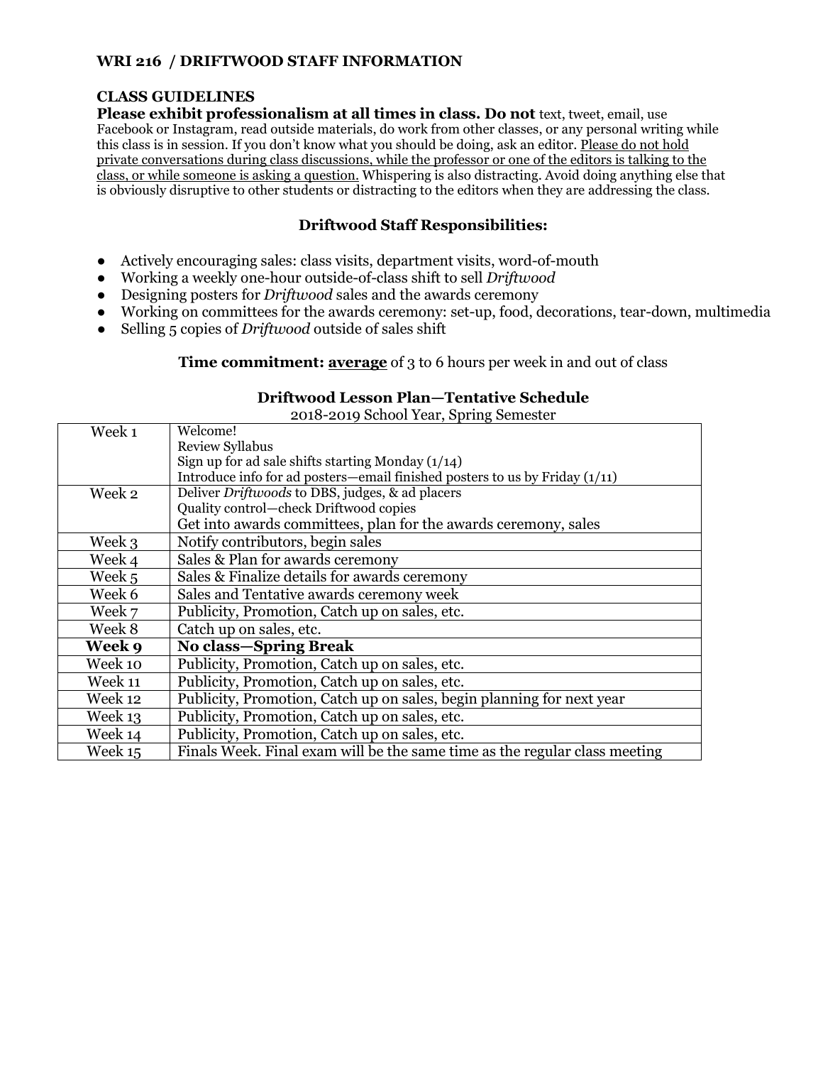## WRI 216 / DRIFTWOOD STAFF INFORMATION

### CLASS GUIDELINES

**Please exhibit professionalism at all times in class. Do not** text, tweet, email, use Facebook or Instagram, read outside materials, do work from other classes, or any personal writing while this class is in session. If you don't know what you should be doing, ask an editor. <u>Please do not hold private conversations during class discussions, while the professor or one of the editors is talking to the class, or while someone is asking a question.</u> Whispering is also distracting. Avoid doing anything else that is obviously disruptive to other students or distracting to the editors when they are addressing the class.

### Driftwood Staff Responsibilities:

- Actively encouraging sales: class visits, department visits, word-of-mouth
- Working a weekly one-hour outside-of-class shift to sell *Driftwood*
- Designing posters for *Driftwood* sales and the awards ceremony
- Working on committees for the awards ceremony: set-up, food, decorations, tear-down, multimedia
- Selling 5 copies of *Driftwood* outside of sales shift

**Time commitment:** <u>**average**</u> of 3 to 6 hours per week in and out of class

### Driftwood Lesson Plan—Tentative Schedule

2018-2019 School Year, Spring Semester

| Week | Plan |
|---|---|
| Week 1 | Welcome!<br>Review Syllabus<br>Sign up for ad sale shifts starting Monday (1/14)<br>Introduce info for ad posters—email finished posters to us by Friday (1/11) |
| Week 2 | Deliver *Driftwoods* to DBS, judges, & ad placers<br>Quality control—check Driftwood copies<br>Get into awards committees, plan for the awards ceremony, sales |
| Week 3 | Notify contributors, begin sales |
| Week 4 | Sales & Plan for awards ceremony |
| Week 5 | Sales & Finalize details for awards ceremony |
| Week 6 | Sales and Tentative awards ceremony week |
| Week 7 | Publicity, Promotion, Catch up on sales, etc. |
| Week 8 | Catch up on sales, etc. |
| **Week 9** | **No class—Spring Break** |
| Week 10 | Publicity, Promotion, Catch up on sales, etc. |
| Week 11 | Publicity, Promotion, Catch up on sales, etc. |
| Week 12 | Publicity, Promotion, Catch up on sales, begin planning for next year |
| Week 13 | Publicity, Promotion, Catch up on sales, etc. |
| Week 14 | Publicity, Promotion, Catch up on sales, etc. |
| Week 15 | Finals Week. Final exam will be the same time as the regular class meeting |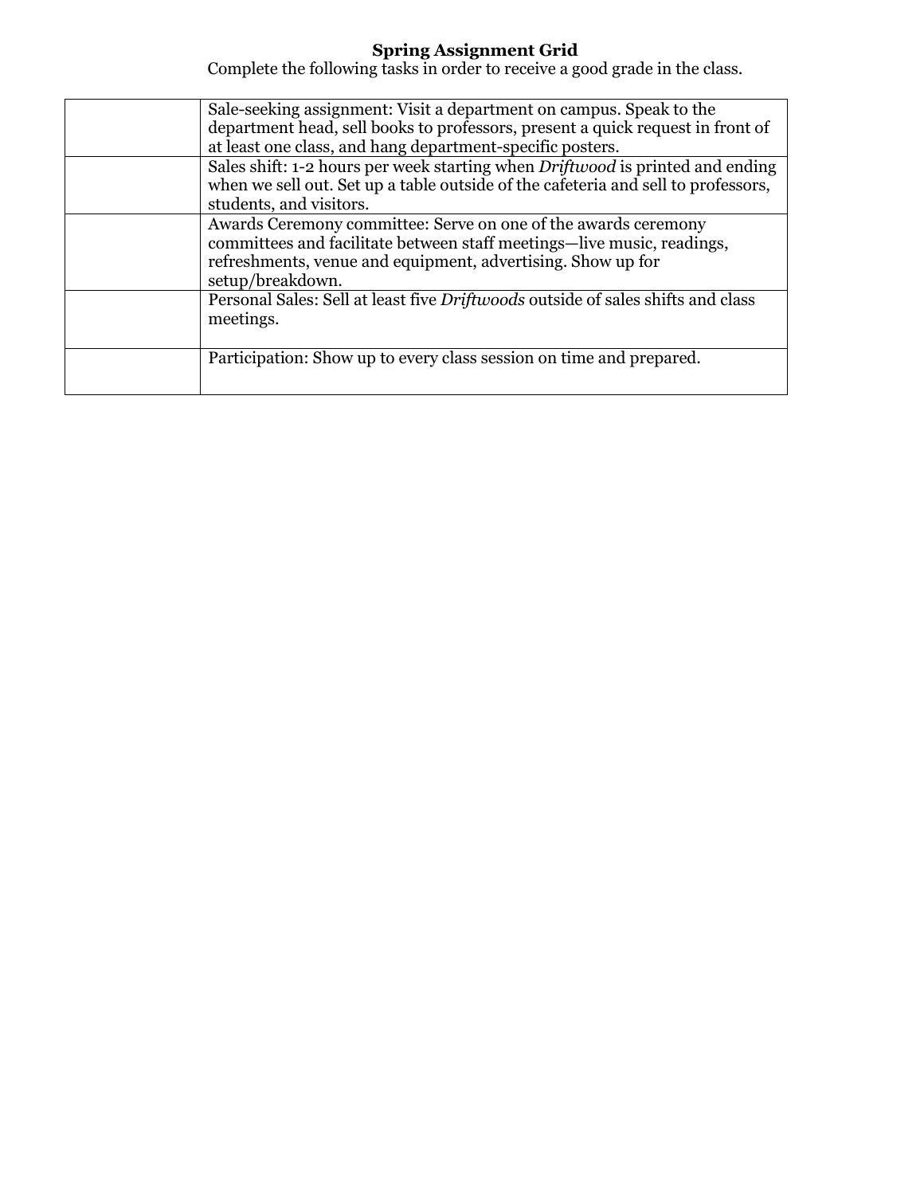**Spring Assignment Grid**

Complete the following tasks in order to receive a good grade in the class.

| | |
|---|---|
| | Sale-seeking assignment: Visit a department on campus. Speak to the department head, sell books to professors, present a quick request in front of at least one class, and hang department-specific posters. |
| | Sales shift: 1-2 hours per week starting when *Driftwood* is printed and ending when we sell out. Set up a table outside of the cafeteria and sell to professors, students, and visitors. |
| | Awards Ceremony committee: Serve on one of the awards ceremony committees and facilitate between staff meetings—live music, readings, refreshments, venue and equipment, advertising. Show up for setup/breakdown. |
| | Personal Sales: Sell at least five *Driftwoods* outside of sales shifts and class meetings. |
| | Participation: Show up to every class session on time and prepared. |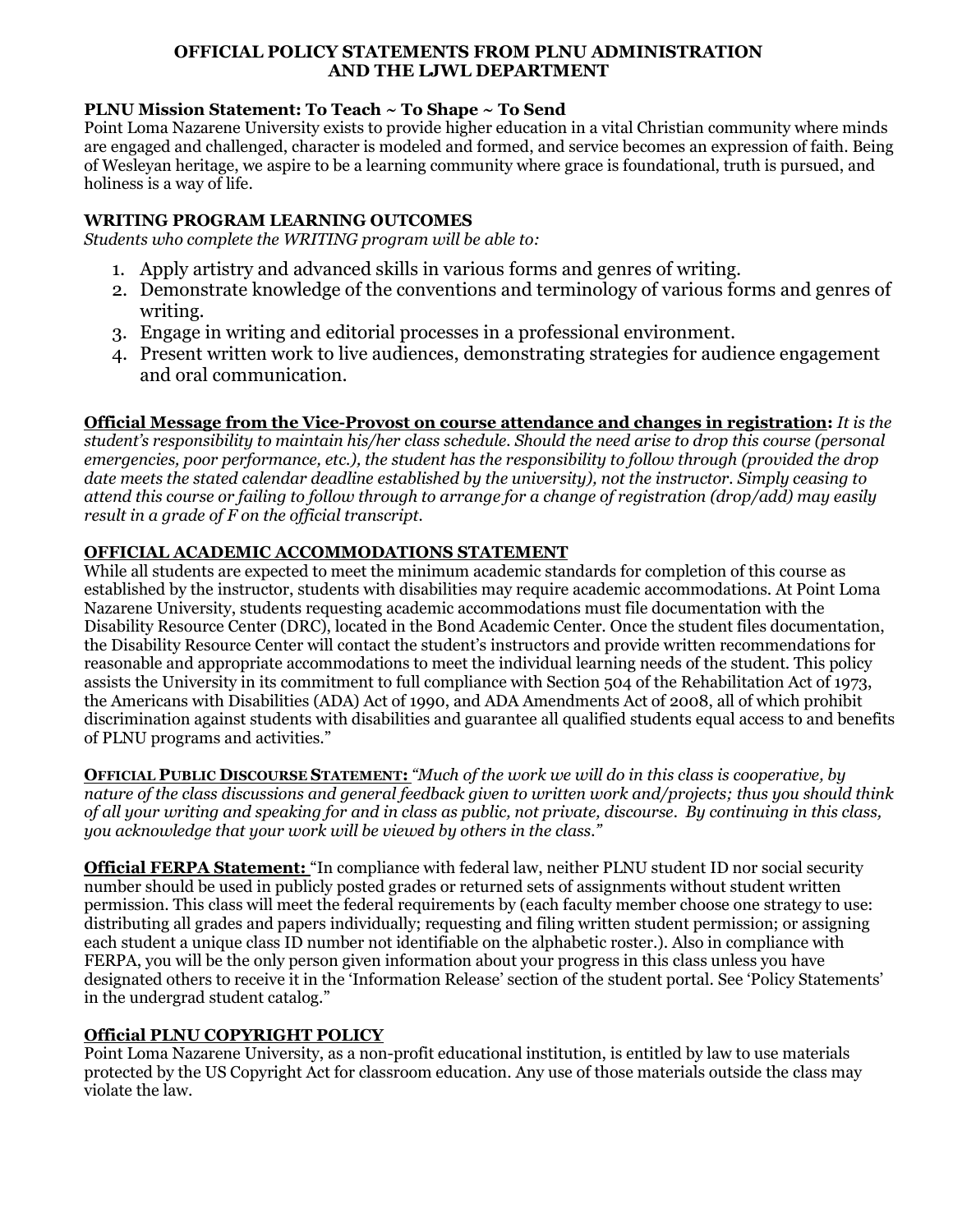# OFFICIAL POLICY STATEMENTS FROM PLNU ADMINISTRATION AND THE LJWL DEPARTMENT

**PLNU Mission Statement: To Teach ~ To Shape ~ To Send**
Point Loma Nazarene University exists to provide higher education in a vital Christian community where minds are engaged and challenged, character is modeled and formed, and service becomes an expression of faith. Being of Wesleyan heritage, we aspire to be a learning community where grace is foundational, truth is pursued, and holiness is a way of life.

**WRITING PROGRAM LEARNING OUTCOMES**
*Students who complete the WRITING program will be able to:*

1. Apply artistry and advanced skills in various forms and genres of writing.
2. Demonstrate knowledge of the conventions and terminology of various forms and genres of writing.
3. Engage in writing and editorial processes in a professional environment.
4. Present written work to live audiences, demonstrating strategies for audience engagement and oral communication.

**Official Message from the Vice-Provost on course attendance and changes in registration:** *It is the student's responsibility to maintain his/her class schedule. Should the need arise to drop this course (personal emergencies, poor performance, etc.), the student has the responsibility to follow through (provided the drop date meets the stated calendar deadline established by the university), not the instructor. Simply ceasing to attend this course or failing to follow through to arrange for a change of registration (drop/add) may easily result in a grade of F on the official transcript.*

**OFFICIAL ACADEMIC ACCOMMODATIONS STATEMENT**
While all students are expected to meet the minimum academic standards for completion of this course as established by the instructor, students with disabilities may require academic accommodations. At Point Loma Nazarene University, students requesting academic accommodations must file documentation with the Disability Resource Center (DRC), located in the Bond Academic Center. Once the student files documentation, the Disability Resource Center will contact the student's instructors and provide written recommendations for reasonable and appropriate accommodations to meet the individual learning needs of the student. This policy assists the University in its commitment to full compliance with Section 504 of the Rehabilitation Act of 1973, the Americans with Disabilities (ADA) Act of 1990, and ADA Amendments Act of 2008, all of which prohibit discrimination against students with disabilities and guarantee all qualified students equal access to and benefits of PLNU programs and activities."

**OFFICIAL PUBLIC DISCOURSE STATEMENT:** *"Much of the work we will do in this class is cooperative, by nature of the class discussions and general feedback given to written work and/projects; thus you should think of all your writing and speaking for and in class as public, not private, discourse. By continuing in this class, you acknowledge that your work will be viewed by others in the class."*

**Official FERPA Statement:** "In compliance with federal law, neither PLNU student ID nor social security number should be used in publicly posted grades or returned sets of assignments without student written permission. This class will meet the federal requirements by (each faculty member choose one strategy to use: distributing all grades and papers individually; requesting and filing written student permission; or assigning each student a unique class ID number not identifiable on the alphabetic roster.). Also in compliance with FERPA, you will be the only person given information about your progress in this class unless you have designated others to receive it in the 'Information Release' section of the student portal. See 'Policy Statements' in the undergrad student catalog."

**Official PLNU COPYRIGHT POLICY**
Point Loma Nazarene University, as a non-profit educational institution, is entitled by law to use materials protected by the US Copyright Act for classroom education. Any use of those materials outside the class may violate the law.